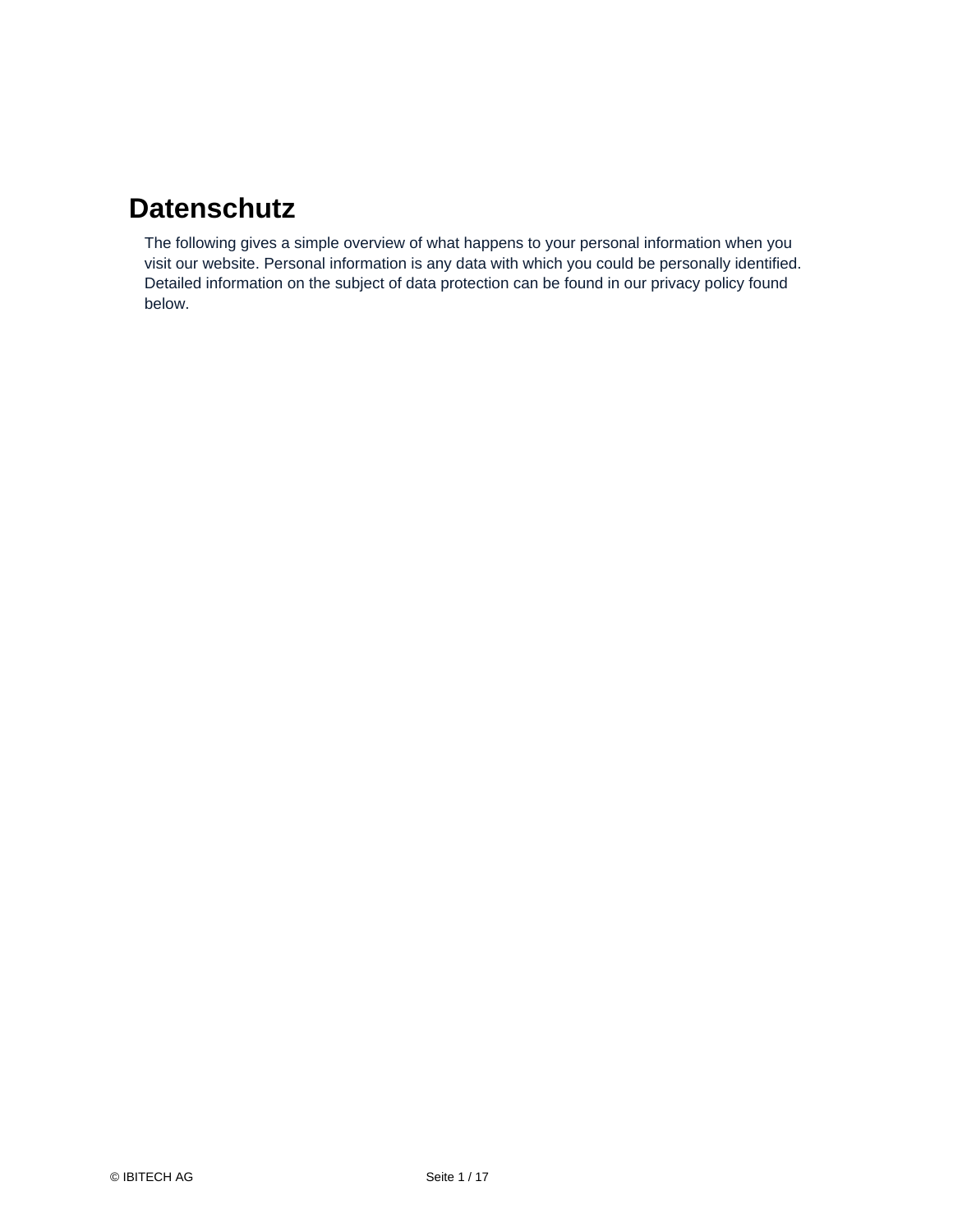# Datenschutz

The following gives a simple overview of what happens to your personal information when you visit our website. Personal information is any data with which you could be personally identified. Detailed information on the subject of data protection can be found in our privacy policy found below.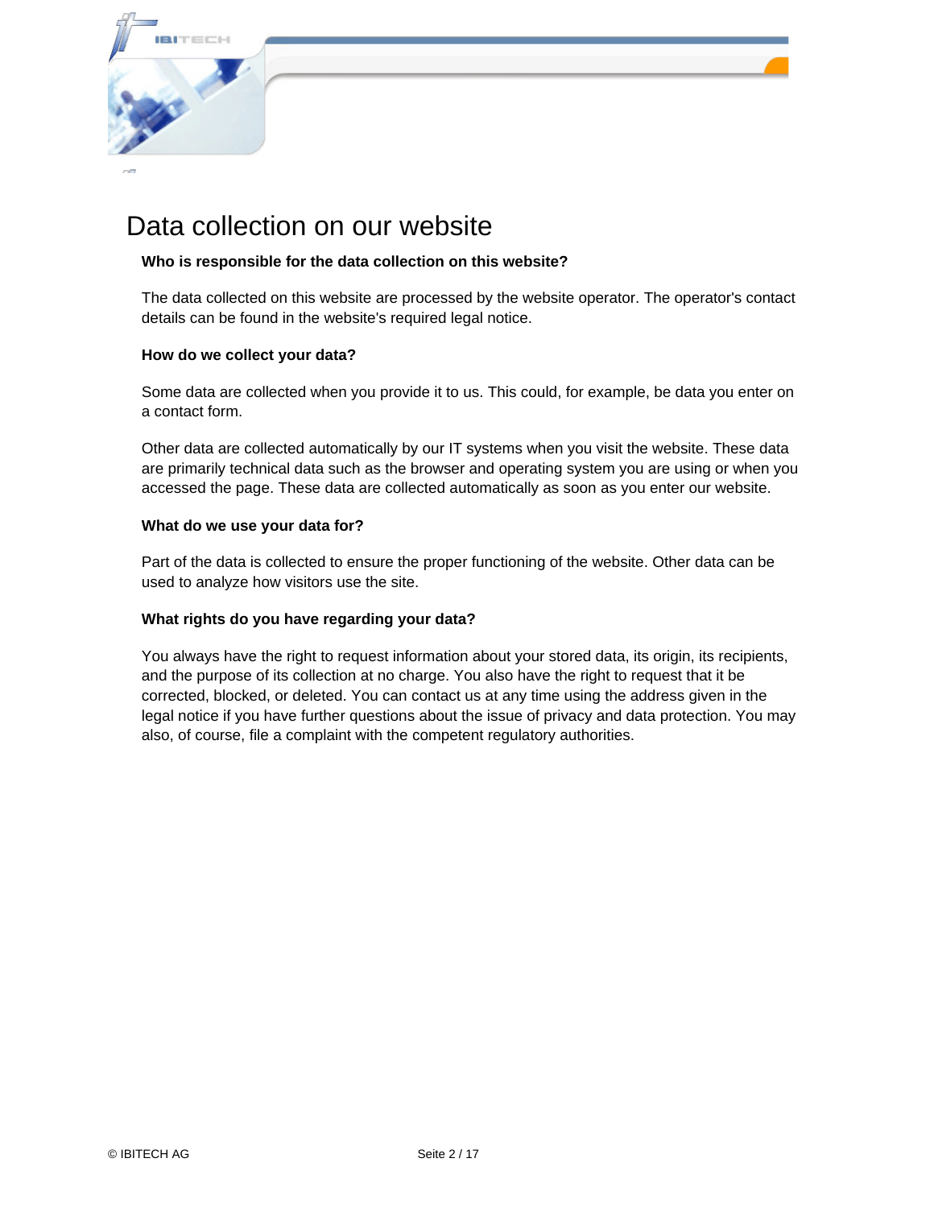## Data collection on our website

**Who is responsible for the data collection on this website?**

The data collected on this website are processed by the website operator. The operator's contact details can be found in the website's required legal notice.

**How do we collect your data?**

Some data are collected when you provide it to us. This could, for example, be data you enter on a contact form.

Other data are collected automatically by our IT systems when you visit the website. These data are primarily technical data such as the browser and operating system you are using or when you accessed the page. These data are collected automatically as soon as you enter our website.

**What do we use your data for?**

Part of the data is collected to ensure the proper functioning of the website. Other data can be used to analyze how visitors use the site.

**What rights do you have regarding your data?**

You always have the right to request information about your stored data, its origin, its recipients, and the purpose of its collection at no charge. You also have the right to request that it be corrected, blocked, or deleted. You can contact us at any time using the address given in the legal notice if you have further questions about the issue of privacy and data protection. You may also, of course, file a complaint with the competent regulatory authorities.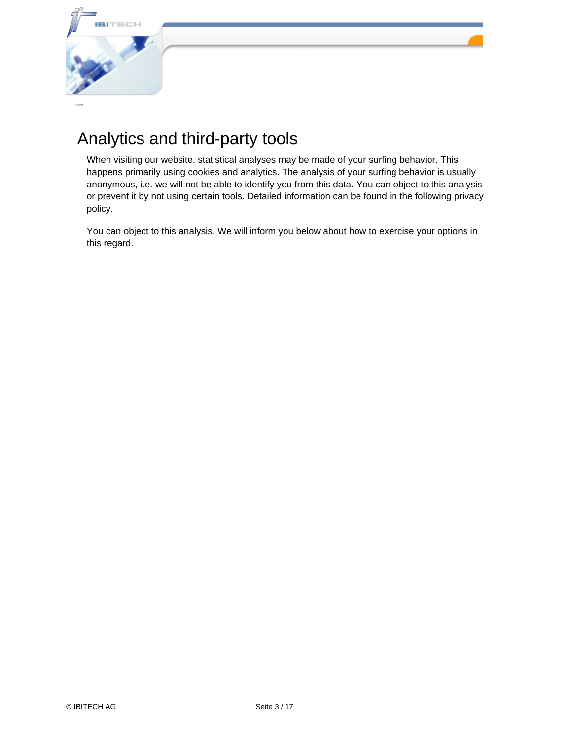# Analytics and third-party tools

When visiting our website, statistical analyses may be made of your surfing behavior. This happens primarily using cookies and analytics. The analysis of your surfing behavior is usually anonymous, i.e. we will not be able to identify you from this data. You can object to this analysis or prevent it by not using certain tools. Detailed information can be found in the following privacy policy.

You can object to this analysis. We will inform you below about how to exercise your options in this regard.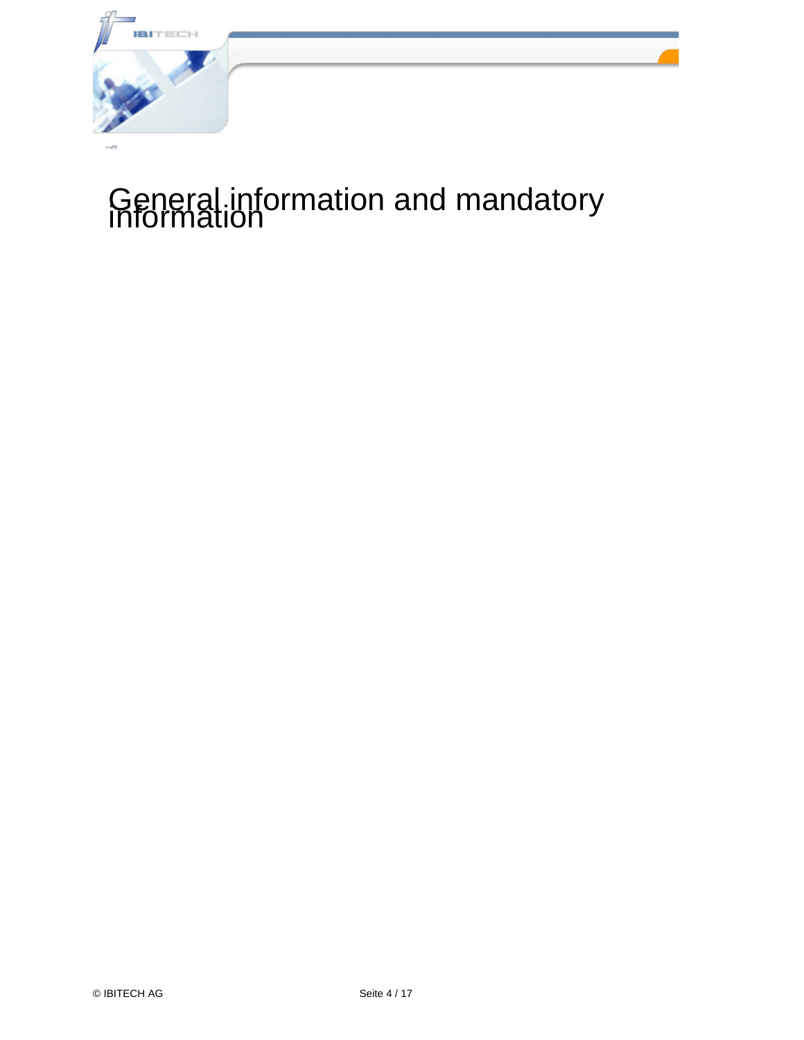# General information and mandatory information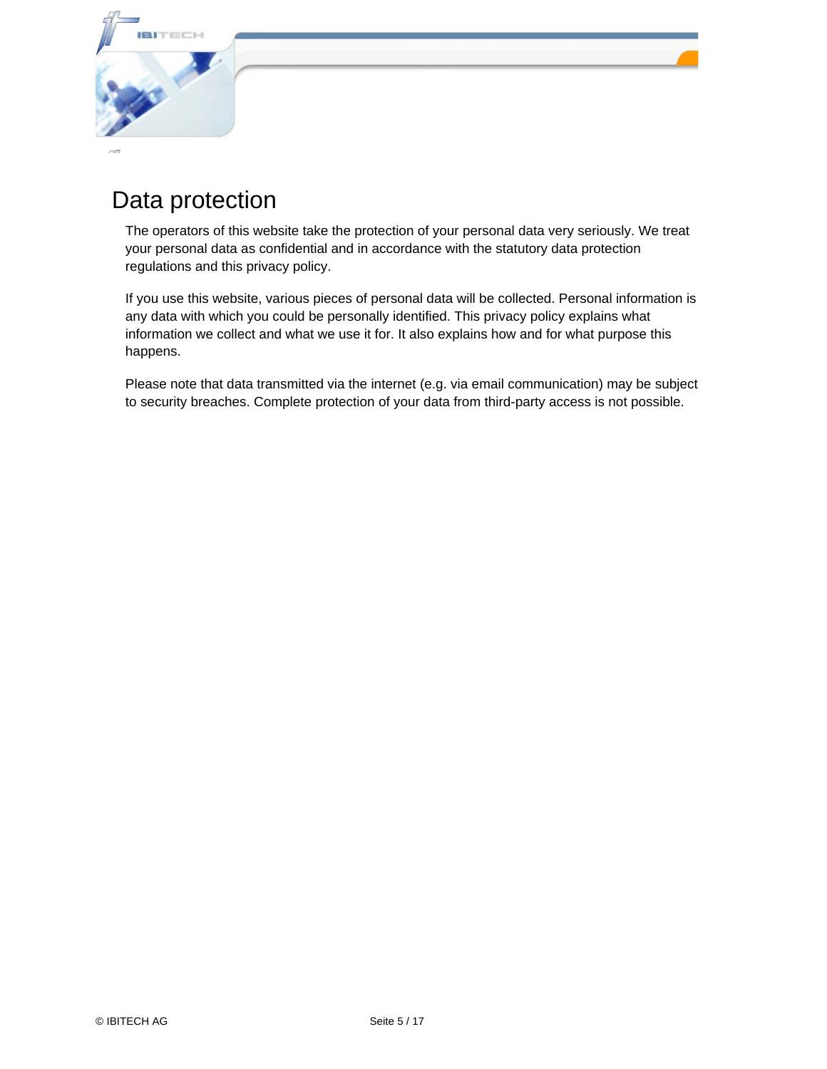# Data protection

The operators of this website take the protection of your personal data very seriously. We treat your personal data as confidential and in accordance with the statutory data protection regulations and this privacy policy.

If you use this website, various pieces of personal data will be collected. Personal information is any data with which you could be personally identified. This privacy policy explains what information we collect and what we use it for. It also explains how and for what purpose this happens.

Please note that data transmitted via the internet (e.g. via email communication) may be subject to security breaches. Complete protection of your data from third-party access is not possible.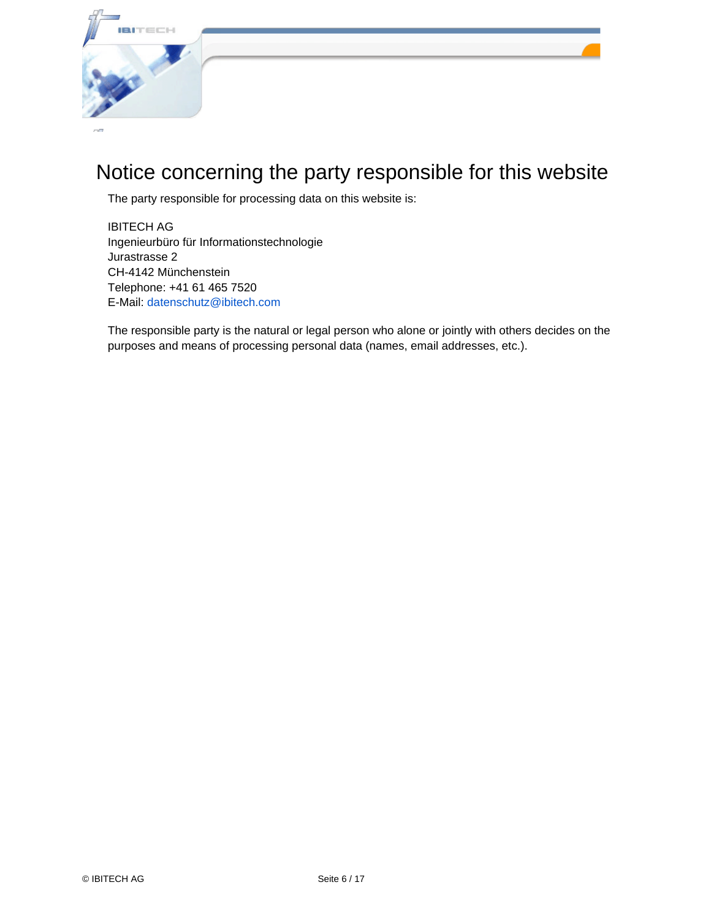# Notice concerning the party responsible for this website

The party responsible for processing data on this website is:

IBITECH AG
Ingenieurbüro für Informationstechnologie
Jurastrasse 2
CH-4142 Münchenstein
Telephone: +41 61 465 7520
E-Mail: datenschutz@ibitech.com

The responsible party is the natural or legal person who alone or jointly with others decides on the purposes and means of processing personal data (names, email addresses, etc.).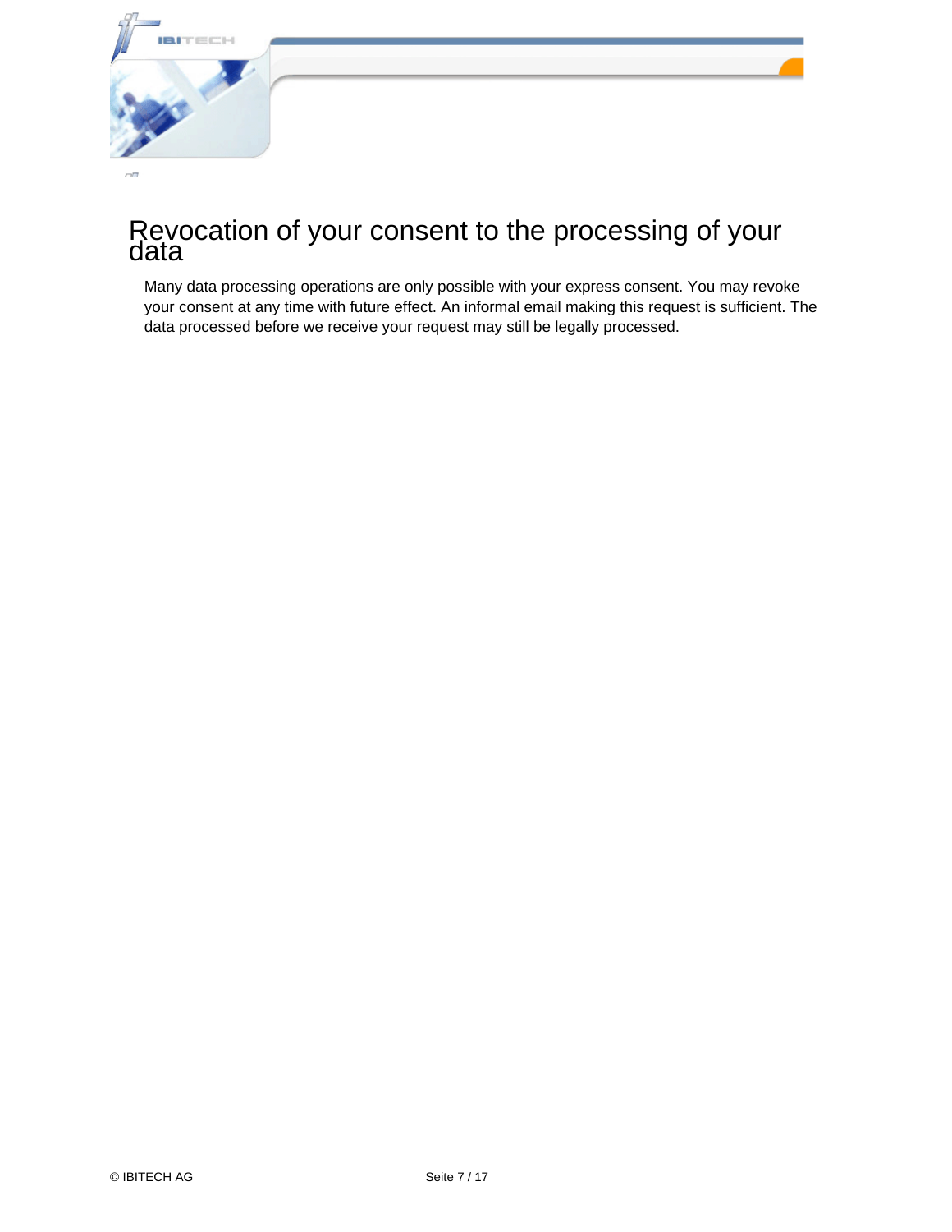## Revocation of your consent to the processing of your data

Many data processing operations are only possible with your express consent. You may revoke your consent at any time with future effect. An informal email making this request is sufficient. The data processed before we receive your request may still be legally processed.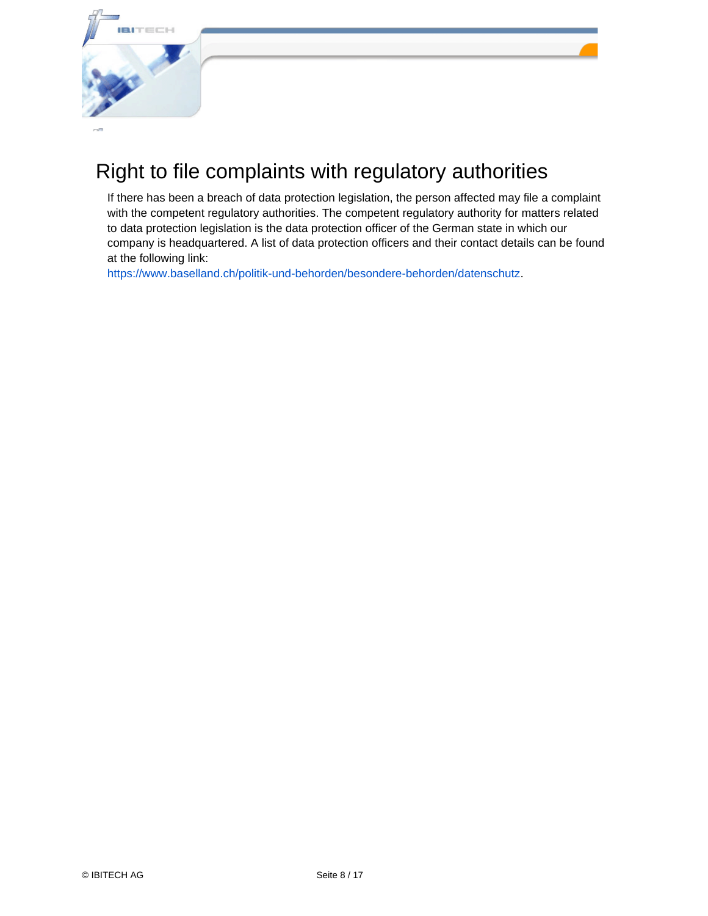## Right to file complaints with regulatory authorities

If there has been a breach of data protection legislation, the person affected may file a complaint with the competent regulatory authorities. The competent regulatory authority for matters related to data protection legislation is the data protection officer of the German state in which our company is headquartered. A list of data protection officers and their contact details can be found at the following link:
https://www.baselland.ch/politik-und-behorden/besondere-behorden/datenschutz.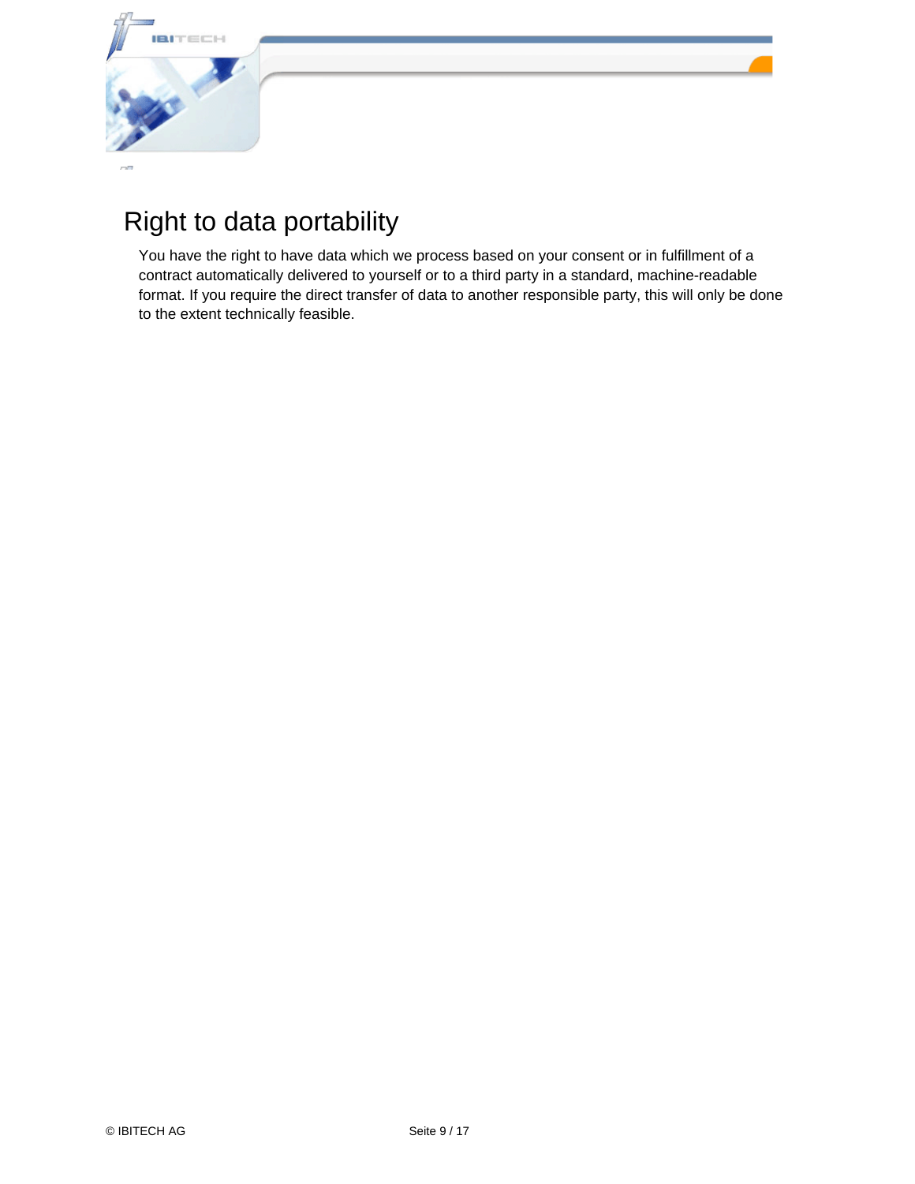## Right to data portability

You have the right to have data which we process based on your consent or in fulfillment of a contract automatically delivered to yourself or to a third party in a standard, machine-readable format. If you require the direct transfer of data to another responsible party, this will only be done to the extent technically feasible.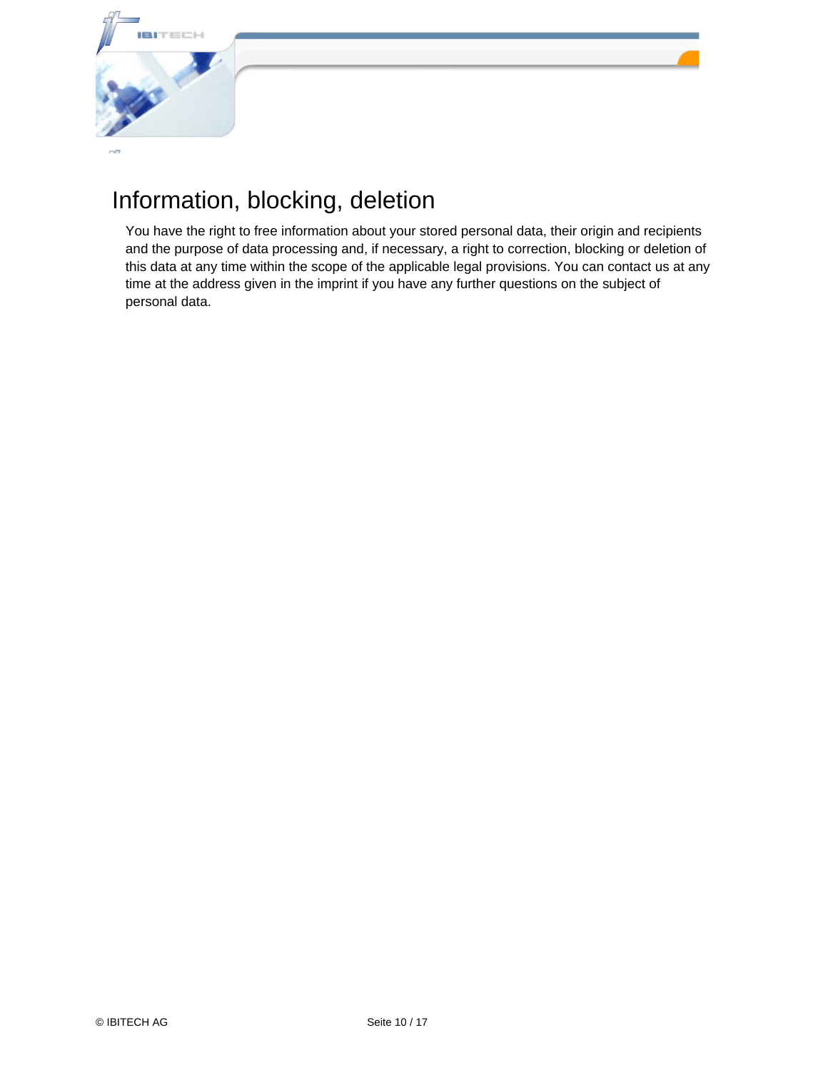# Information, blocking, deletion

You have the right to free information about your stored personal data, their origin and recipients and the purpose of data processing and, if necessary, a right to correction, blocking or deletion of this data at any time within the scope of the applicable legal provisions. You can contact us at any time at the address given in the imprint if you have any further questions on the subject of personal data.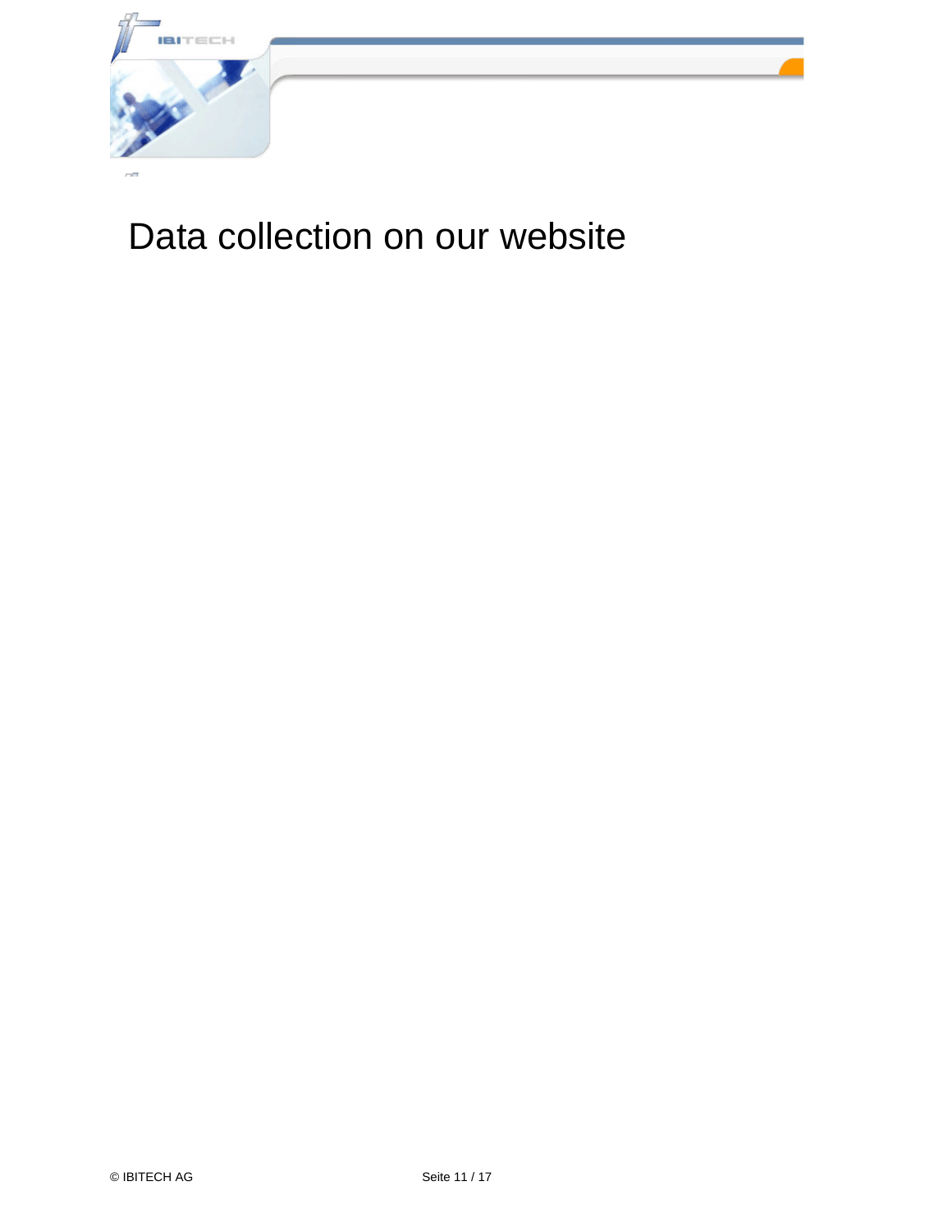# Data collection on our website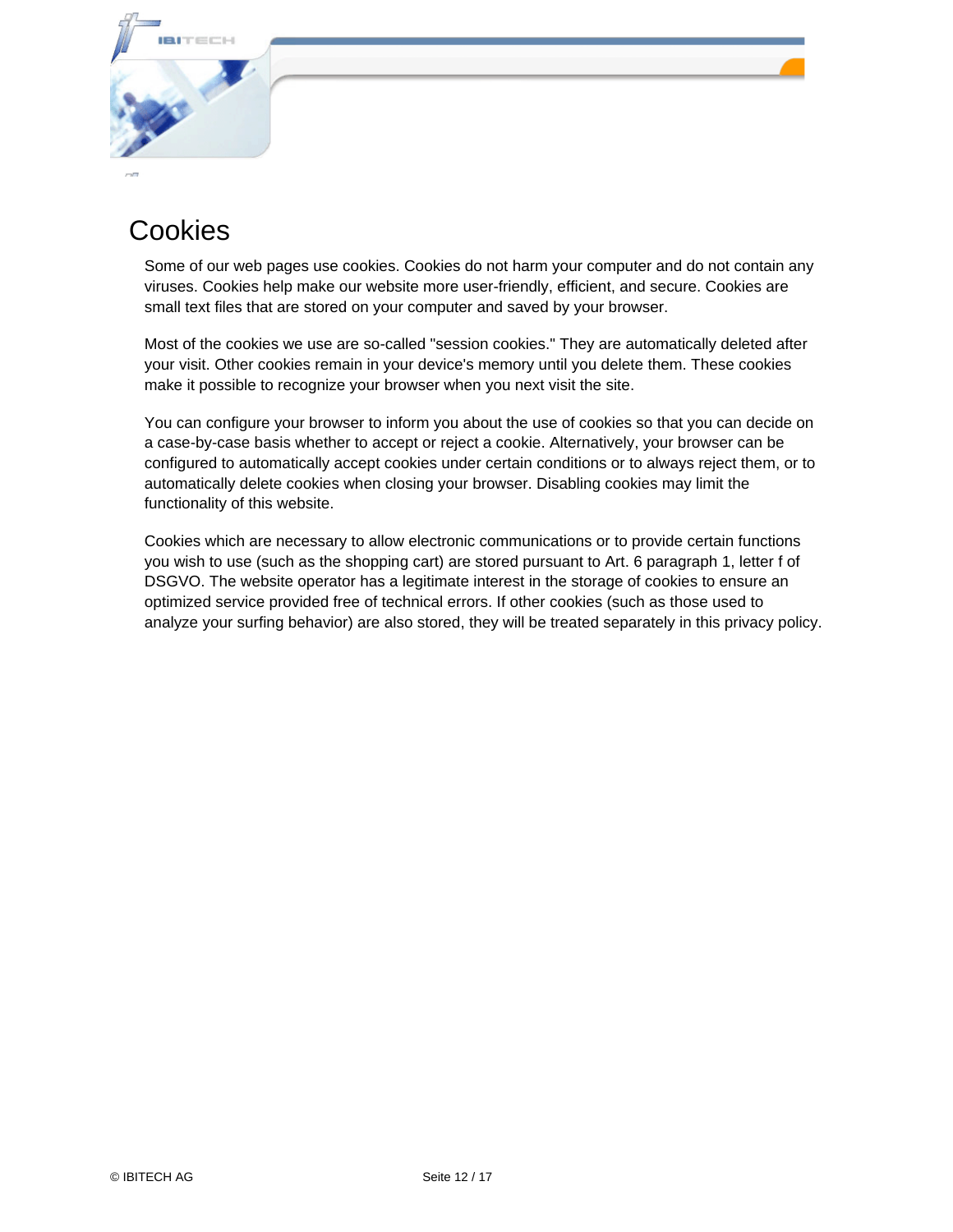# Cookies

Some of our web pages use cookies. Cookies do not harm your computer and do not contain any viruses. Cookies help make our website more user-friendly, efficient, and secure. Cookies are small text files that are stored on your computer and saved by your browser.

Most of the cookies we use are so-called "session cookies." They are automatically deleted after your visit. Other cookies remain in your device's memory until you delete them. These cookies make it possible to recognize your browser when you next visit the site.

You can configure your browser to inform you about the use of cookies so that you can decide on a case-by-case basis whether to accept or reject a cookie. Alternatively, your browser can be configured to automatically accept cookies under certain conditions or to always reject them, or to automatically delete cookies when closing your browser. Disabling cookies may limit the functionality of this website.

Cookies which are necessary to allow electronic communications or to provide certain functions you wish to use (such as the shopping cart) are stored pursuant to Art. 6 paragraph 1, letter f of DSGVO. The website operator has a legitimate interest in the storage of cookies to ensure an optimized service provided free of technical errors. If other cookies (such as those used to analyze your surfing behavior) are also stored, they will be treated separately in this privacy policy.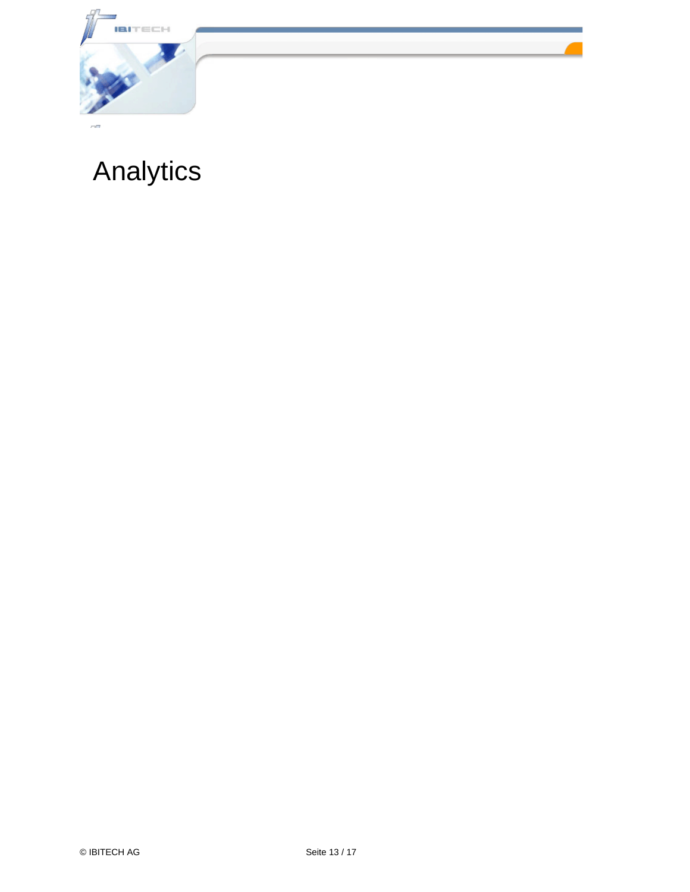# Analytics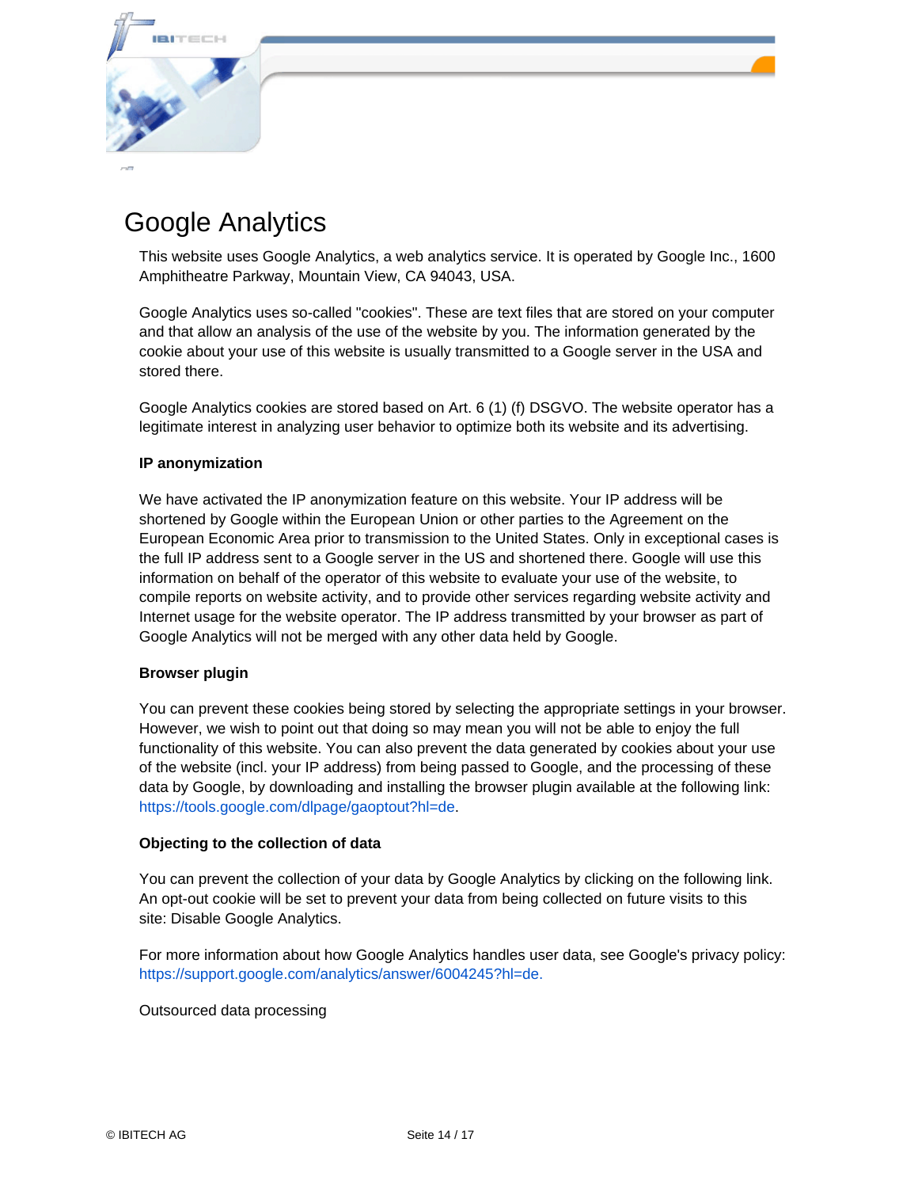# Google Analytics

This website uses Google Analytics, a web analytics service. It is operated by Google Inc., 1600 Amphitheatre Parkway, Mountain View, CA 94043, USA.

Google Analytics uses so-called "cookies". These are text files that are stored on your computer and that allow an analysis of the use of the website by you. The information generated by the cookie about your use of this website is usually transmitted to a Google server in the USA and stored there.

Google Analytics cookies are stored based on Art. 6 (1) (f) DSGVO. The website operator has a legitimate interest in analyzing user behavior to optimize both its website and its advertising.

**IP anonymization**

We have activated the IP anonymization feature on this website. Your IP address will be shortened by Google within the European Union or other parties to the Agreement on the European Economic Area prior to transmission to the United States. Only in exceptional cases is the full IP address sent to a Google server in the US and shortened there. Google will use this information on behalf of the operator of this website to evaluate your use of the website, to compile reports on website activity, and to provide other services regarding website activity and Internet usage for the website operator. The IP address transmitted by your browser as part of Google Analytics will not be merged with any other data held by Google.

**Browser plugin**

You can prevent these cookies being stored by selecting the appropriate settings in your browser. However, we wish to point out that doing so may mean you will not be able to enjoy the full functionality of this website. You can also prevent the data generated by cookies about your use of the website (incl. your IP address) from being passed to Google, and the processing of these data by Google, by downloading and installing the browser plugin available at the following link: https://tools.google.com/dlpage/gaoptout?hl=de.

**Objecting to the collection of data**

You can prevent the collection of your data by Google Analytics by clicking on the following link. An opt-out cookie will be set to prevent your data from being collected on future visits to this site: Disable Google Analytics.

For more information about how Google Analytics handles user data, see Google's privacy policy: https://support.google.com/analytics/answer/6004245?hl=de.

Outsourced data processing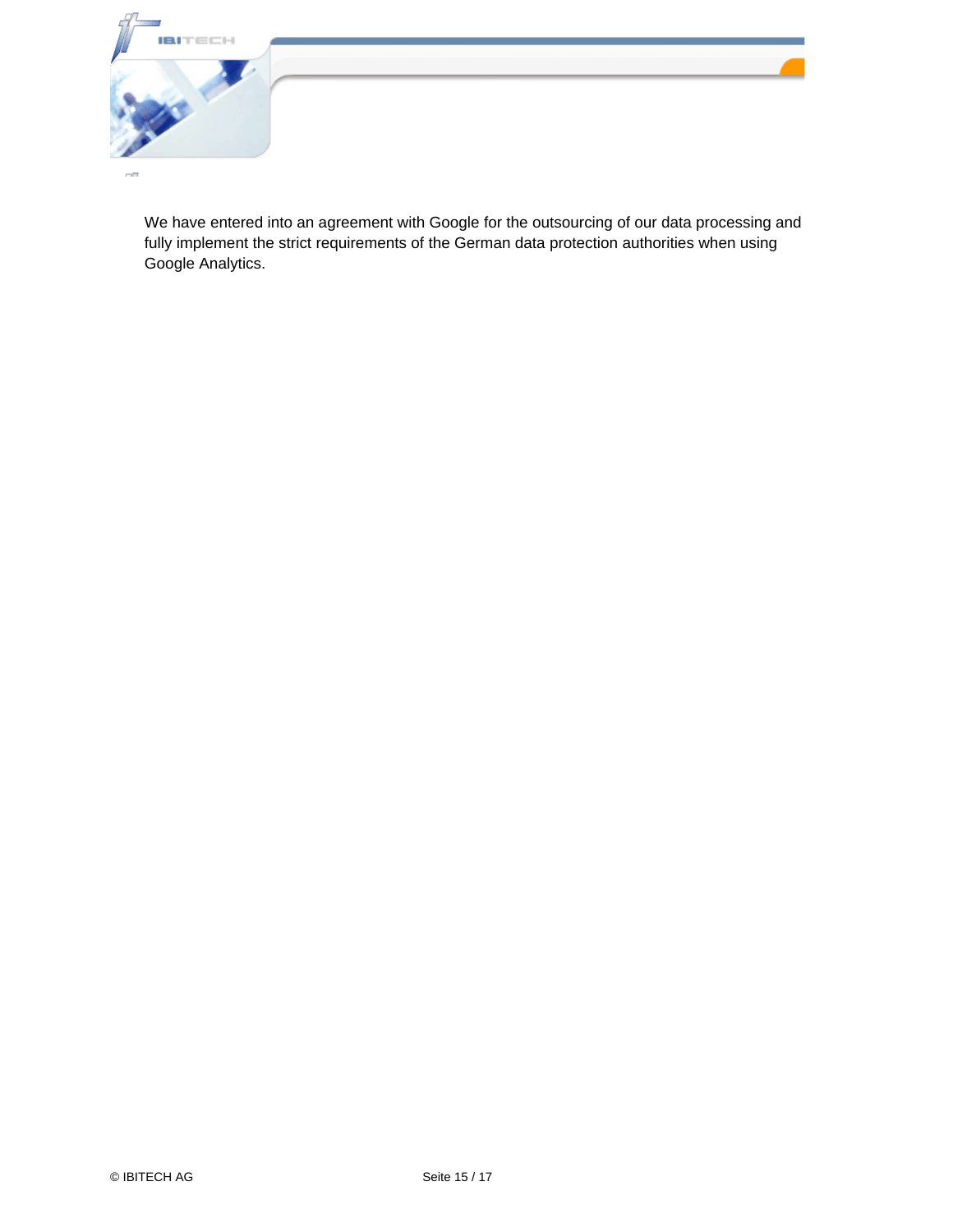We have entered into an agreement with Google for the outsourcing of our data processing and fully implement the strict requirements of the German data protection authorities when using Google Analytics.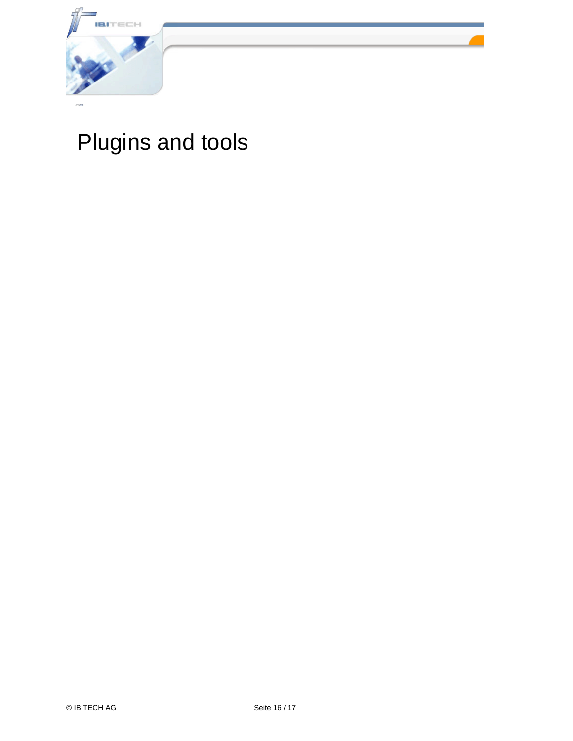# Plugins and tools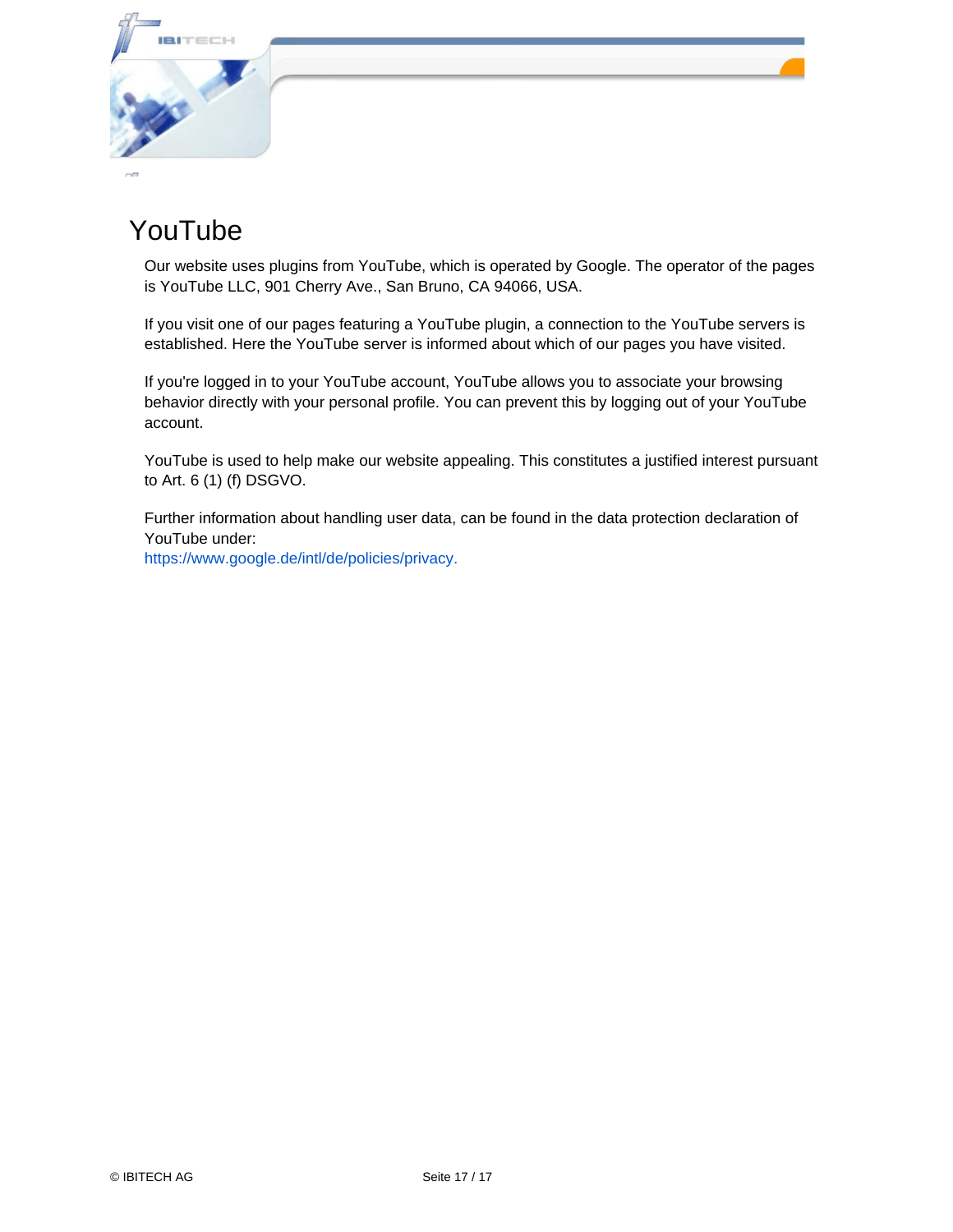# YouTube

Our website uses plugins from YouTube, which is operated by Google. The operator of the pages is YouTube LLC, 901 Cherry Ave., San Bruno, CA 94066, USA.

If you visit one of our pages featuring a YouTube plugin, a connection to the YouTube servers is established. Here the YouTube server is informed about which of our pages you have visited.

If you're logged in to your YouTube account, YouTube allows you to associate your browsing behavior directly with your personal profile. You can prevent this by logging out of your YouTube account.

YouTube is used to help make our website appealing. This constitutes a justified interest pursuant to Art. 6 (1) (f) DSGVO.

Further information about handling user data, can be found in the data protection declaration of YouTube under:
https://www.google.de/intl/de/policies/privacy.